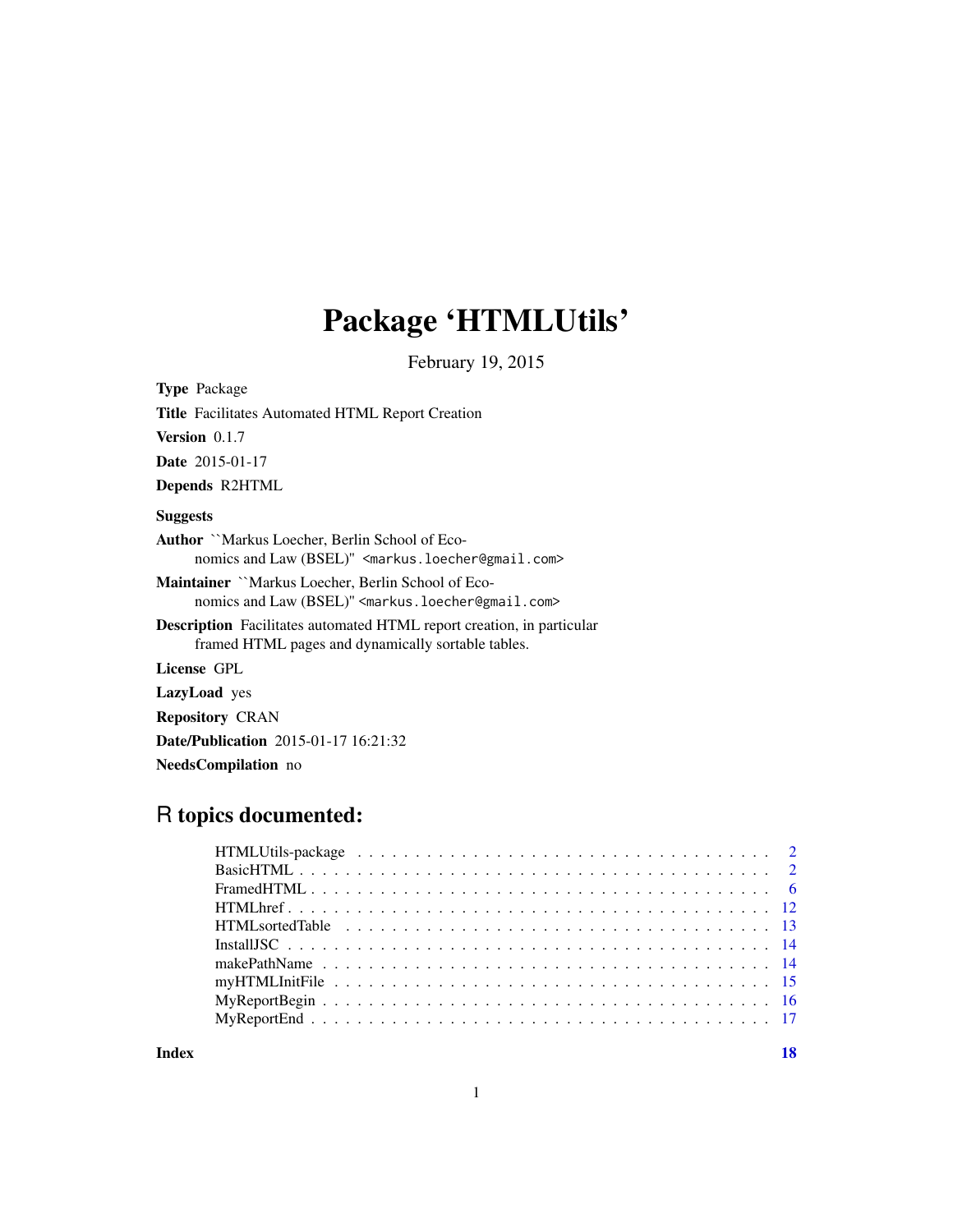# Package 'HTMLUtils'

February 19, 2015

**Type** Package

**Title** Facilitates Automated HTML Report Creation

**Version** 0.1.7

**Date** 2015-01-17

**Depends** R2HTML

**Suggests**

**Author** ``Markus Loecher, Berlin School of Economics and Law (BSEL)'' <markus.loecher@gmail.com>

**Maintainer** ``Markus Loecher, Berlin School of Economics and Law (BSEL)'' <markus.loecher@gmail.com>

**Description** Facilitates automated HTML report creation, in particular framed HTML pages and dynamically sortable tables.

**License** GPL

**LazyLoad** yes

**Repository** CRAN

**Date/Publication** 2015-01-17 16:21:32

**NeedsCompilation** no

## R topics documented:

| | |
|---|---|
| HTMLUtils-package | 2 |
| BasicHTML | 2 |
| FramedHTML | 6 |
| HTMLhref | 12 |
| HTMLsortedTable | 13 |
| InstallJSC | 14 |
| makePathName | 14 |
| myHTMLInitFile | 15 |
| MyReportBegin | 16 |
| MyReportEnd | 17 |
| **Index** | **18** |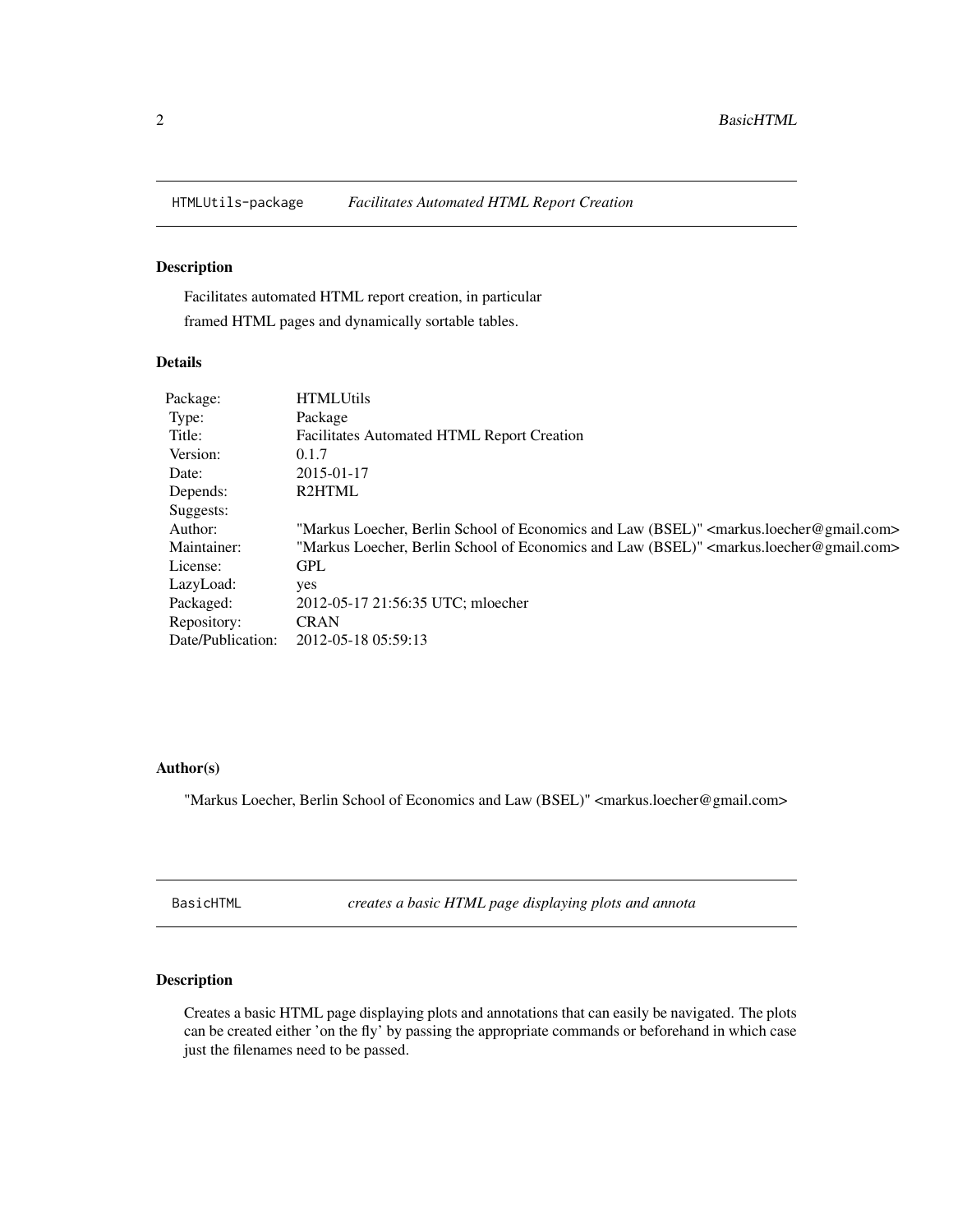## HTMLUtils-package *Facilitates Automated HTML Report Creation*

### Description

Facilitates automated HTML report creation, in particular
framed HTML pages and dynamically sortable tables.

### Details

| | |
|---|---|
| Package: | HTMLUtils |
| Type: | Package |
| Title: | Facilitates Automated HTML Report Creation |
| Version: | 0.1.7 |
| Date: | 2015-01-17 |
| Depends: | R2HTML |
| Suggests: | |
| Author: | "Markus Loecher, Berlin School of Economics and Law (BSEL)" <markus.loecher@gmail.com> |
| Maintainer: | "Markus Loecher, Berlin School of Economics and Law (BSEL)" <markus.loecher@gmail.com> |
| License: | GPL |
| LazyLoad: | yes |
| Packaged: | 2012-05-17 21:56:35 UTC; mloecher |
| Repository: | CRAN |
| Date/Publication: | 2012-05-18 05:59:13 |

### Author(s)

"Markus Loecher, Berlin School of Economics and Law (BSEL)" <markus.loecher@gmail.com>

## BasicHTML *creates a basic HTML page displaying plots and annota*

### Description

Creates a basic HTML page displaying plots and annotations that can easily be navigated. The plots can be created either 'on the fly' by passing the appropriate commands or beforehand in which case just the filenames need to be passed.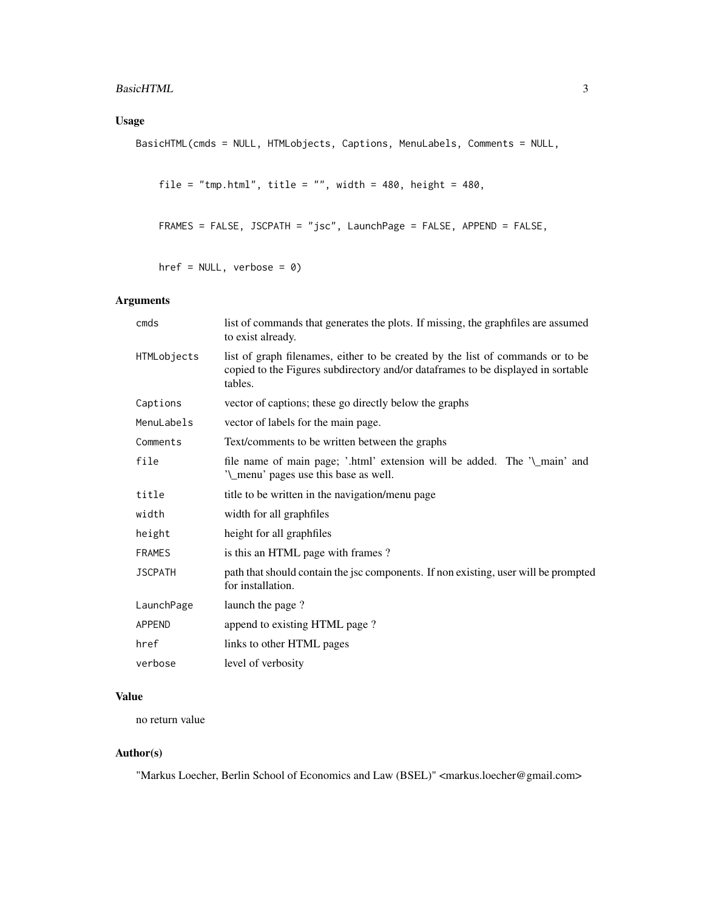## Usage

```
BasicHTML(cmds = NULL, HTMLobjects, Captions, MenuLabels, Comments = NULL,

    file = "tmp.html", title = "", width = 480, height = 480,

    FRAMES = FALSE, JSCPATH = "jsc", LaunchPage = FALSE, APPEND = FALSE,

    href = NULL, verbose = 0)
```

## Arguments

| | |
|---|---|
| cmds | list of commands that generates the plots. If missing, the graphfiles are assumed to exist already. |
| HTMLobjects | list of graph filenames, either to be created by the list of commands or to be copied to the Figures subdirectory and/or dataframes to be displayed in sortable tables. |
| Captions | vector of captions; these go directly below the graphs |
| MenuLabels | vector of labels for the main page. |
| Comments | Text/comments to be written between the graphs |
| file | file name of main page; '.html' extension will be added. The '\_main' and '\_menu' pages use this base as well. |
| title | title to be written in the navigation/menu page |
| width | width for all graphfiles |
| height | height for all graphfiles |
| FRAMES | is this an HTML page with frames ? |
| JSCPATH | path that should contain the jsc components. If non existing, user will be prompted for installation. |
| LaunchPage | launch the page ? |
| APPEND | append to existing HTML page ? |
| href | links to other HTML pages |
| verbose | level of verbosity |

## Value

no return value

## Author(s)

"Markus Loecher, Berlin School of Economics and Law (BSEL)" <markus.loecher@gmail.com>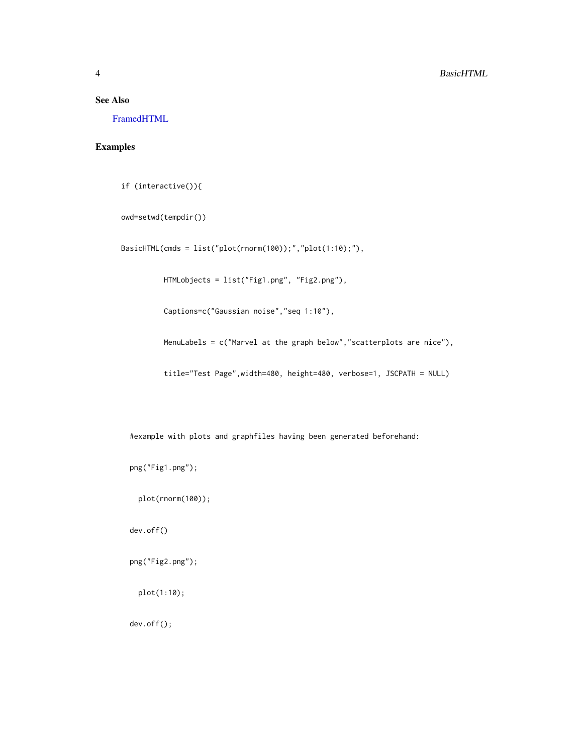## See Also

FramedHTML

## Examples

```
if (interactive()){

owd=setwd(tempdir())

BasicHTML(cmds = list("plot(rnorm(100));","plot(1:10);"),

          HTMLobjects = list("Fig1.png", "Fig2.png"),

          Captions=c("Gaussian noise","seq 1:10"),

          MenuLabels = c("Marvel at the graph below","scatterplots are nice"),

          title="Test Page",width=480, height=480, verbose=1, JSCPATH = NULL)



  #example with plots and graphfiles having been generated beforehand:

  png("Fig1.png");

    plot(rnorm(100));

  dev.off()

  png("Fig2.png");

    plot(1:10);

  dev.off();
```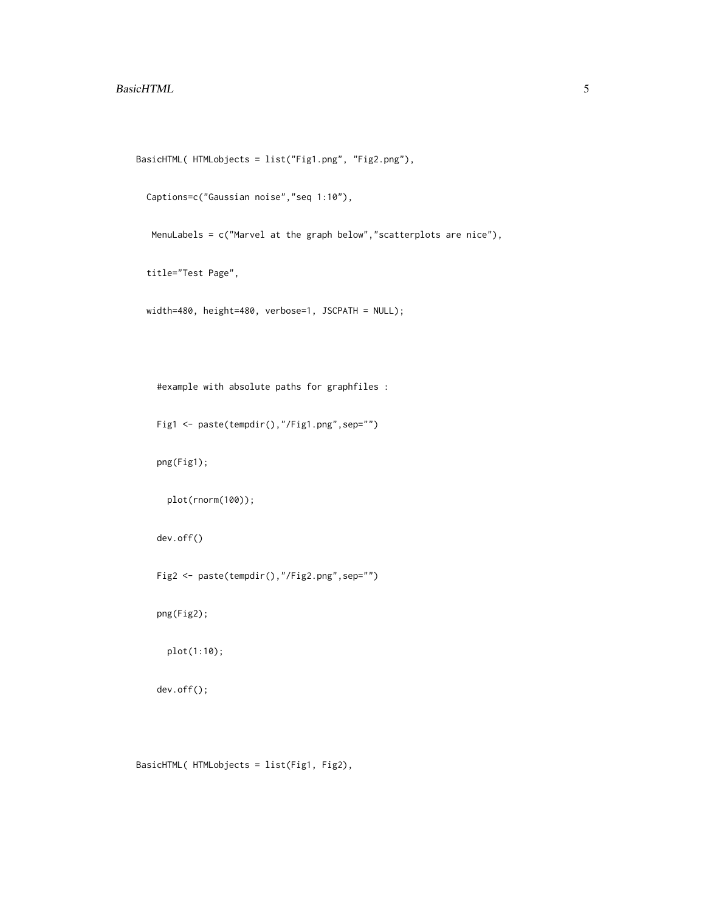```
BasicHTML( HTMLobjects = list("Fig1.png", "Fig2.png"),

  Captions=c("Gaussian noise","seq 1:10"),

   MenuLabels = c("Marvel at the graph below","scatterplots are nice"),

  title="Test Page",

  width=480, height=480, verbose=1, JSCPATH = NULL);



    #example with absolute paths for graphfiles :

    Fig1 <- paste(tempdir(),"/Fig1.png",sep="")

    png(Fig1);

      plot(rnorm(100));

    dev.off()

    Fig2 <- paste(tempdir(),"/Fig2.png",sep="")

    png(Fig2);

      plot(1:10);

    dev.off();



BasicHTML( HTMLobjects = list(Fig1, Fig2),
```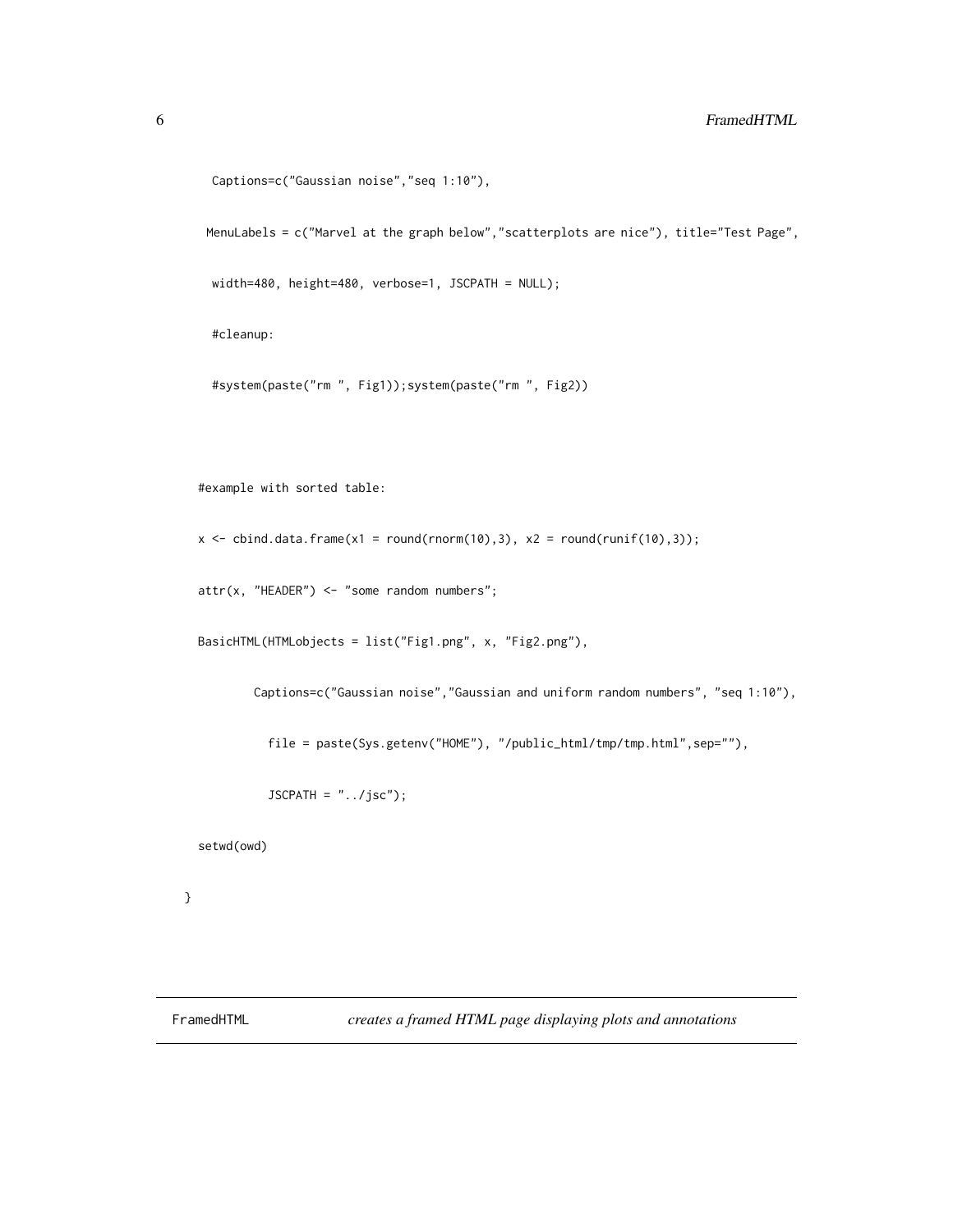```
    Captions=c("Gaussian noise","seq 1:10"),

   MenuLabels = c("Marvel at the graph below","scatterplots are nice"), title="Test Page",

    width=480, height=480, verbose=1, JSCPATH = NULL);

    #cleanup:

    #system(paste("rm ", Fig1));system(paste("rm ", Fig2))



  #example with sorted table:

  x <- cbind.data.frame(x1 = round(rnorm(10),3), x2 = round(runif(10),3));

  attr(x, "HEADER") <- "some random numbers";

  BasicHTML(HTMLobjects = list("Fig1.png", x, "Fig2.png"),

          Captions=c("Gaussian noise","Gaussian and uniform random numbers", "seq 1:10"),

            file = paste(Sys.getenv("HOME"), "/public_html/tmp/tmp.html",sep=""),

            JSCPATH = "../jsc");

  setwd(owd)

}
```

## FramedHTML *creates a framed HTML page displaying plots and annotations*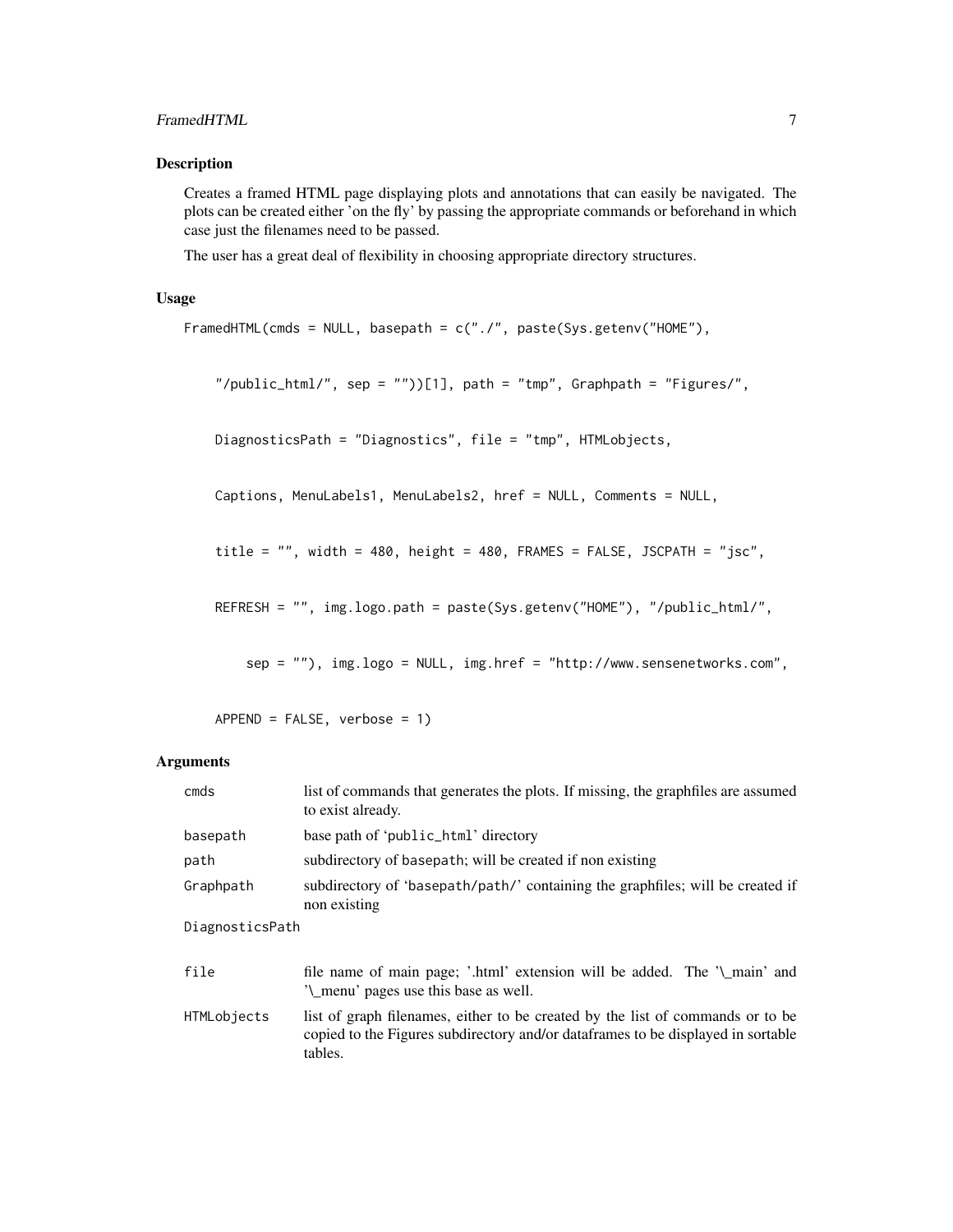## Description

Creates a framed HTML page displaying plots and annotations that can easily be navigated. The plots can be created either 'on the fly' by passing the appropriate commands or beforehand in which case just the filenames need to be passed.

The user has a great deal of flexibility in choosing appropriate directory structures.

## Usage

```
FramedHTML(cmds = NULL, basepath = c("./", paste(Sys.getenv("HOME"),

    "/public_html/", sep = ""))[1], path = "tmp", Graphpath = "Figures/",

    DiagnosticsPath = "Diagnostics", file = "tmp", HTMLobjects,

    Captions, MenuLabels1, MenuLabels2, href = NULL, Comments = NULL,

    title = "", width = 480, height = 480, FRAMES = FALSE, JSCPATH = "jsc",

    REFRESH = "", img.logo.path = paste(Sys.getenv("HOME"), "/public_html/",

        sep = ""), img.logo = NULL, img.href = "http://www.sensenetworks.com",

    APPEND = FALSE, verbose = 1)
```

## Arguments

| | |
|---|---|
| `cmds` | list of commands that generates the plots. If missing, the graphfiles are assumed to exist already. |
| `basepath` | base path of 'public_html' directory |
| `path` | subdirectory of basepath; will be created if non existing |
| `Graphpath` | subdirectory of 'basepath/path/' containing the graphfiles; will be created if non existing |
| `DiagnosticsPath` | |
| `file` | file name of main page; '.html' extension will be added. The '\_main' and '\_menu' pages use this base as well. |
| `HTMLobjects` | list of graph filenames, either to be created by the list of commands or to be copied to the Figures subdirectory and/or dataframes to be displayed in sortable tables. |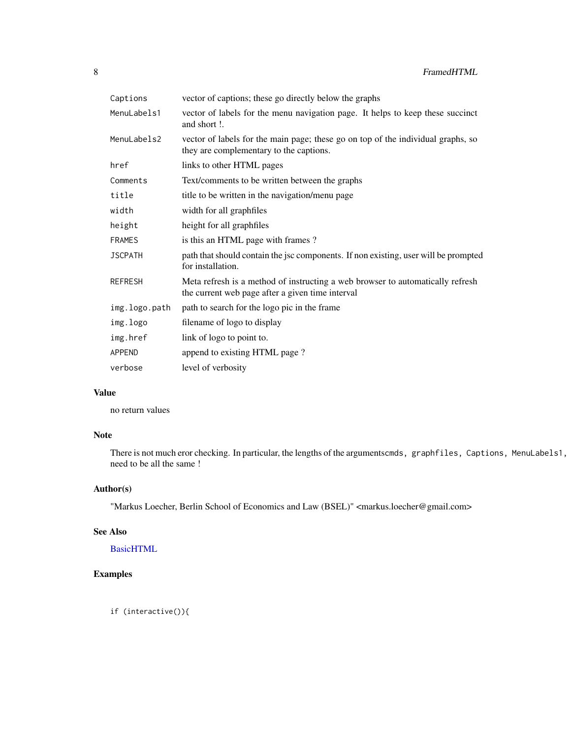| | |
|---|---|
| `Captions` | vector of captions; these go directly below the graphs |
| `MenuLabels1` | vector of labels for the menu navigation page. It helps to keep these succinct and short !. |
| `MenuLabels2` | vector of labels for the main page; these go on top of the individual graphs, so they are complementary to the captions. |
| `href` | links to other HTML pages |
| `Comments` | Text/comments to be written between the graphs |
| `title` | title to be written in the navigation/menu page |
| `width` | width for all graphfiles |
| `height` | height for all graphfiles |
| `FRAMES` | is this an HTML page with frames ? |
| `JSCPATH` | path that should contain the jsc components. If non existing, user will be prompted for installation. |
| `REFRESH` | Meta refresh is a method of instructing a web browser to automatically refresh the current web page after a given time interval |
| `img.logo.path` | path to search for the logo pic in the frame |
| `img.logo` | filename of logo to display |
| `img.href` | link of logo to point to. |
| `APPEND` | append to existing HTML page ? |
| `verbose` | level of verbosity |

## Value

no return values

## Note

There is not much eror checking. In particular, the lengths of the arguments`cmds, graphfiles, Captions, MenuLabels1,` need to be all the same !

## Author(s)

"Markus Loecher, Berlin School of Economics and Law (BSEL)" <markus.loecher@gmail.com>

## See Also

BasicHTML

## Examples

```
if (interactive()){
```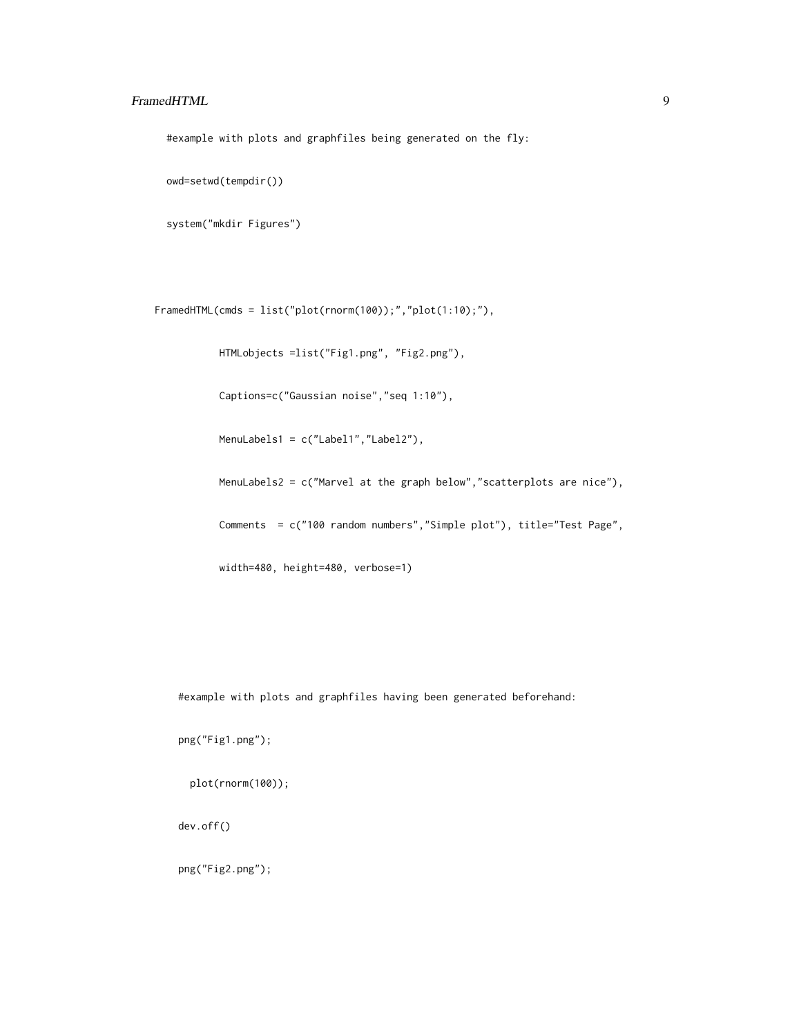```
#example with plots and graphfiles being generated on the fly:

owd=setwd(tempdir())

system("mkdir Figures")



FramedHTML(cmds = list("plot(rnorm(100));","plot(1:10);"),

           HTMLobjects =list("Fig1.png", "Fig2.png"),

           Captions=c("Gaussian noise","seq 1:10"),

           MenuLabels1 = c("Label1","Label2"),

           MenuLabels2 = c("Marvel at the graph below","scatterplots are nice"),

           Comments  = c("100 random numbers","Simple plot"), title="Test Page",

           width=480, height=480, verbose=1)




  #example with plots and graphfiles having been generated beforehand:

  png("Fig1.png");

    plot(rnorm(100));

  dev.off()

  png("Fig2.png");
```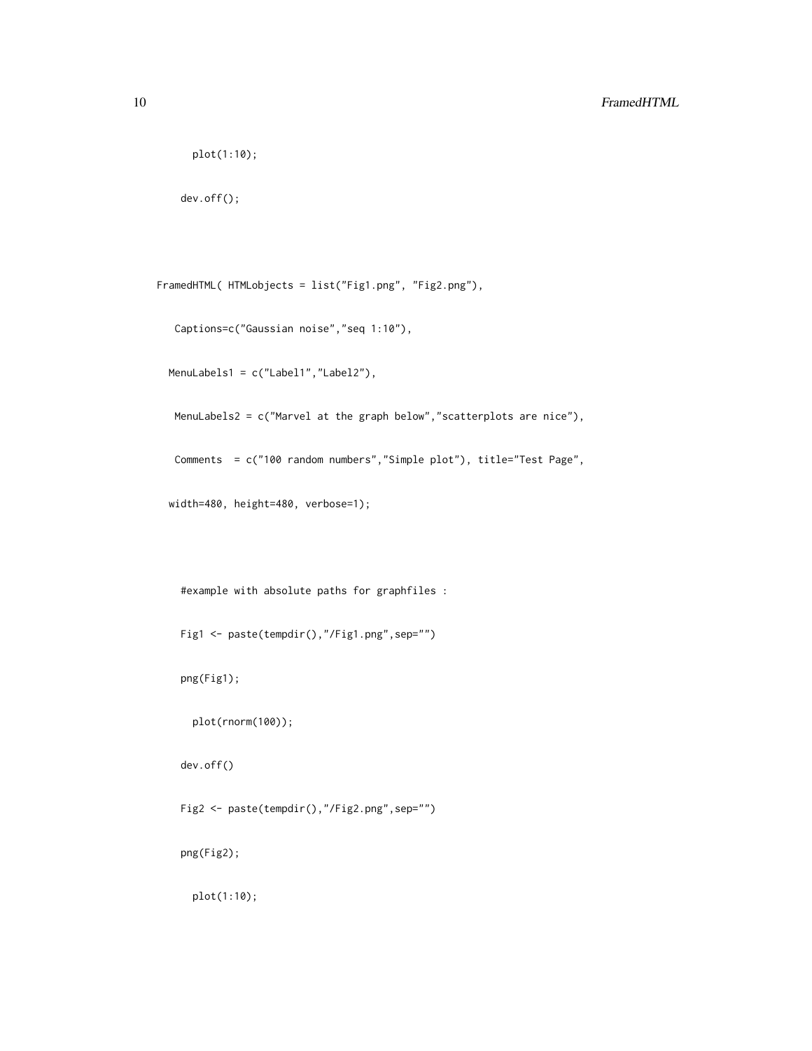```
    plot(1:10);
  dev.off();

FramedHTML( HTMLobjects = list("Fig1.png", "Fig2.png"),
   Captions=c("Gaussian noise","seq 1:10"),
  MenuLabels1 = c("Label1","Label2"),
   MenuLabels2 = c("Marvel at the graph below","scatterplots are nice"),
   Comments  = c("100 random numbers","Simple plot"), title="Test Page",
  width=480, height=480, verbose=1);

  #example with absolute paths for graphfiles :
  Fig1 <- paste(tempdir(),"/Fig1.png",sep="")
  png(Fig1);
    plot(rnorm(100));
  dev.off()
  Fig2 <- paste(tempdir(),"/Fig2.png",sep="")
  png(Fig2);
    plot(1:10);
```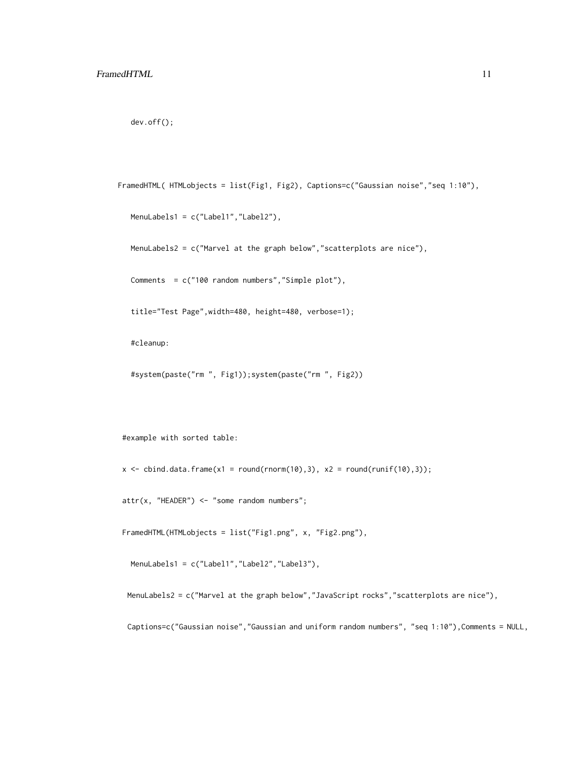```
    dev.off();

  FramedHTML( HTMLobjects = list(Fig1, Fig2), Captions=c("Gaussian noise","seq 1:10"),

    MenuLabels1 = c("Label1","Label2"),

    MenuLabels2 = c("Marvel at the graph below","scatterplots are nice"),

    Comments  = c("100 random numbers","Simple plot"),

    title="Test Page",width=480, height=480, verbose=1);

    #cleanup:

    #system(paste("rm ", Fig1));system(paste("rm ", Fig2))

  #example with sorted table:

  x <- cbind.data.frame(x1 = round(rnorm(10),3), x2 = round(runif(10),3));

  attr(x, "HEADER") <- "some random numbers";

  FramedHTML(HTMLobjects = list("Fig1.png", x, "Fig2.png"),

    MenuLabels1 = c("Label1","Label2","Label3"),

   MenuLabels2 = c("Marvel at the graph below","JavaScript rocks","scatterplots are nice"),

   Captions=c("Gaussian noise","Gaussian and uniform random numbers", "seq 1:10"),Comments = NULL,
```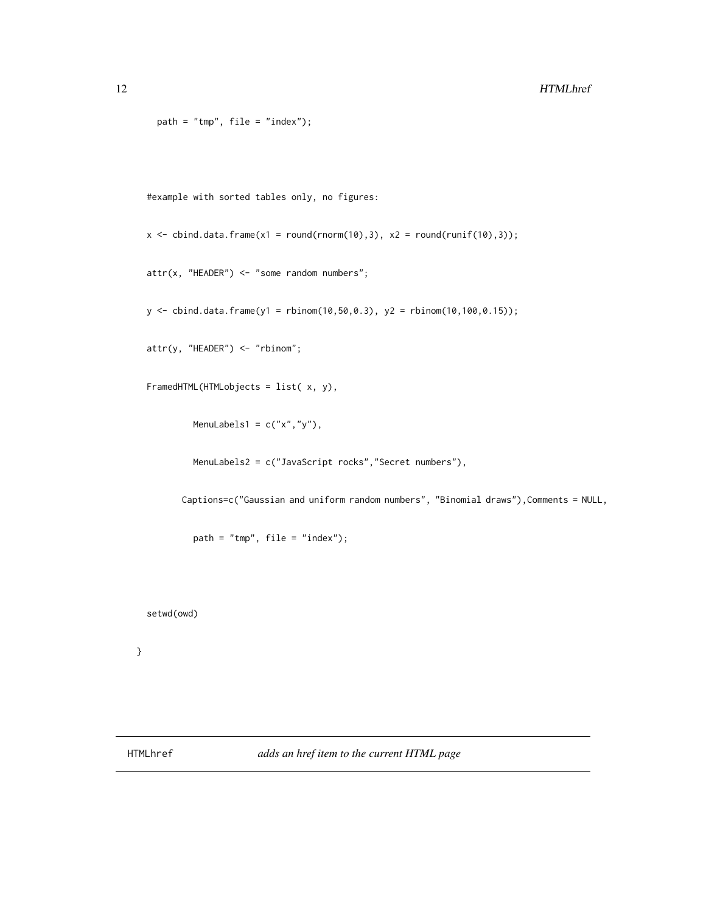```
    path = "tmp", file = "index");



  #example with sorted tables only, no figures:

  x <- cbind.data.frame(x1 = round(rnorm(10),3), x2 = round(runif(10),3));

  attr(x, "HEADER") <- "some random numbers";

  y <- cbind.data.frame(y1 = rbinom(10,50,0.3), y2 = rbinom(10,100,0.15));

  attr(y, "HEADER") <- "rbinom";

  FramedHTML(HTMLobjects = list( x, y),

          MenuLabels1 = c("x","y"),

          MenuLabels2 = c("JavaScript rocks","Secret numbers"),

        Captions=c("Gaussian and uniform random numbers", "Binomial draws"),Comments = NULL,

          path = "tmp", file = "index");



  setwd(owd)

}
```

## HTMLhref *adds an href item to the current HTML page*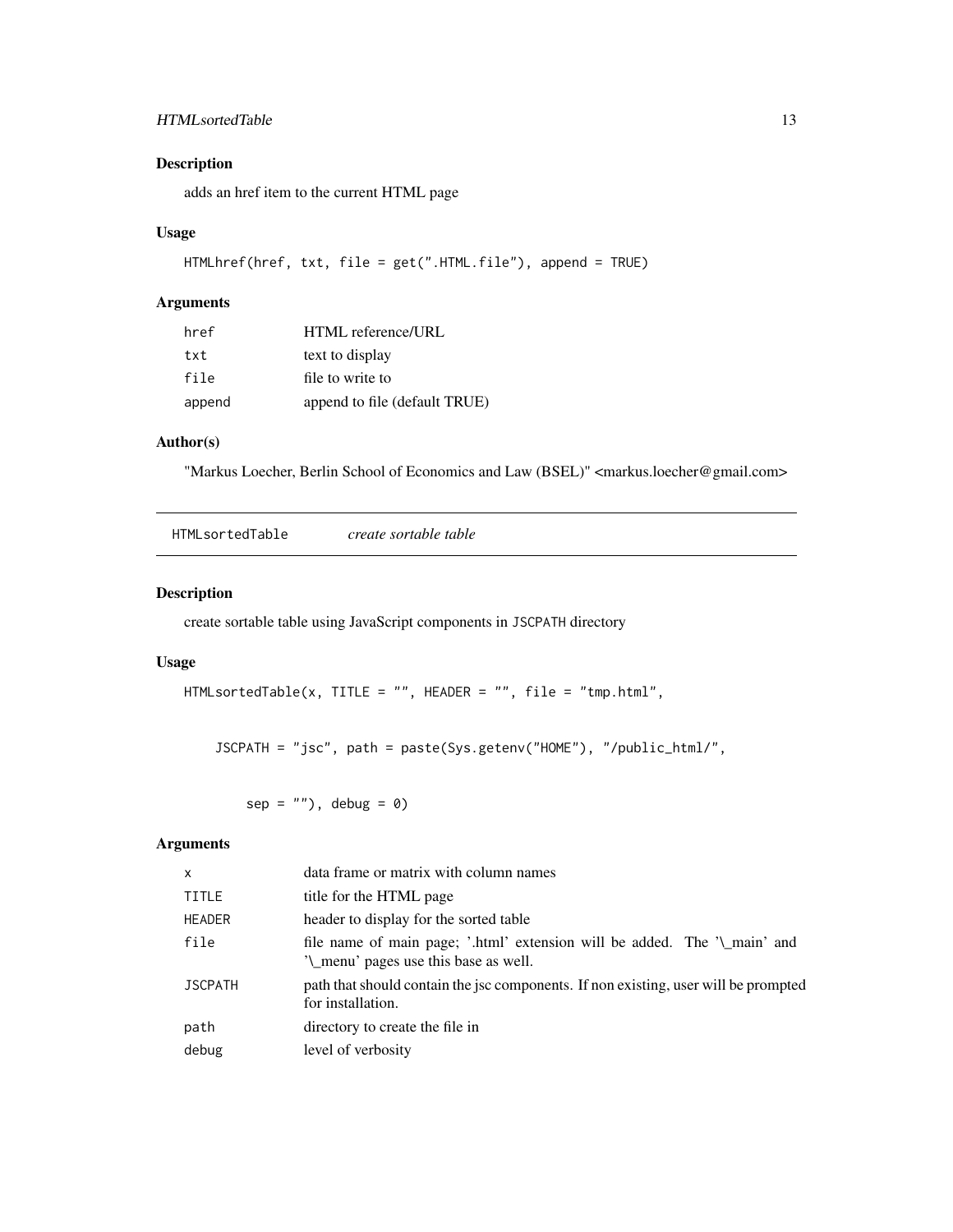## Description

adds an href item to the current HTML page

## Usage

```
HTMLhref(href, txt, file = get(".HTML.file"), append = TRUE)
```

## Arguments

| | |
|---|---|
| href | HTML reference/URL |
| txt | text to display |
| file | file to write to |
| append | append to file (default TRUE) |

## Author(s)

"Markus Loecher, Berlin School of Economics and Law (BSEL)" <markus.loecher@gmail.com>

---

# HTMLsortedTable *create sortable table*

## Description

create sortable table using JavaScript components in JSCPATH directory

## Usage

```
HTMLsortedTable(x, TITLE = "", HEADER = "", file = "tmp.html",

    JSCPATH = "jsc", path = paste(Sys.getenv("HOME"), "/public_html/",

        sep = ""), debug = 0)
```

## Arguments

| | |
|---|---|
| x | data frame or matrix with column names |
| TITLE | title for the HTML page |
| HEADER | header to display for the sorted table |
| file | file name of main page; '.html' extension will be added. The '\_main' and '\_menu' pages use this base as well. |
| JSCPATH | path that should contain the jsc components. If non existing, user will be prompted for installation. |
| path | directory to create the file in |
| debug | level of verbosity |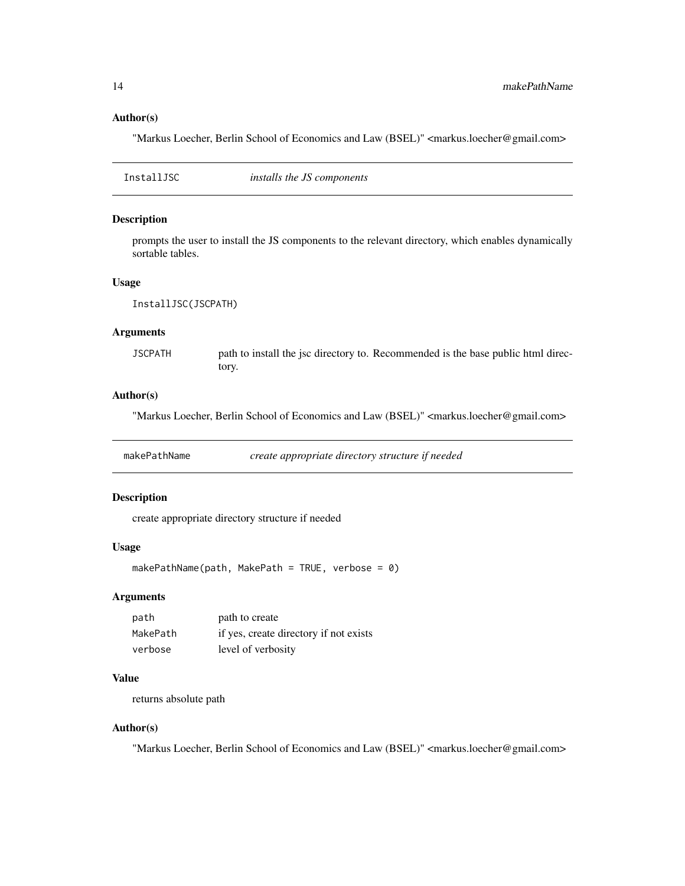### Author(s)

"Markus Loecher, Berlin School of Economics and Law (BSEL)" <markus.loecher@gmail.com>

---

## InstallJSC *installs the JS components*

---

### Description

prompts the user to install the JS components to the relevant directory, which enables dynamically sortable tables.

### Usage

```
InstallJSC(JSCPATH)
```

### Arguments

| | |
|---|---|
| JSCPATH | path to install the jsc directory to. Recommended is the base public html directory. |

### Author(s)

"Markus Loecher, Berlin School of Economics and Law (BSEL)" <markus.loecher@gmail.com>

---

## makePathName *create appropriate directory structure if needed*

---

### Description

create appropriate directory structure if needed

### Usage

```
makePathName(path, MakePath = TRUE, verbose = 0)
```

### Arguments

| | |
|---|---|
| path | path to create |
| MakePath | if yes, create directory if not exists |
| verbose | level of verbosity |

### Value

returns absolute path

### Author(s)

"Markus Loecher, Berlin School of Economics and Law (BSEL)" <markus.loecher@gmail.com>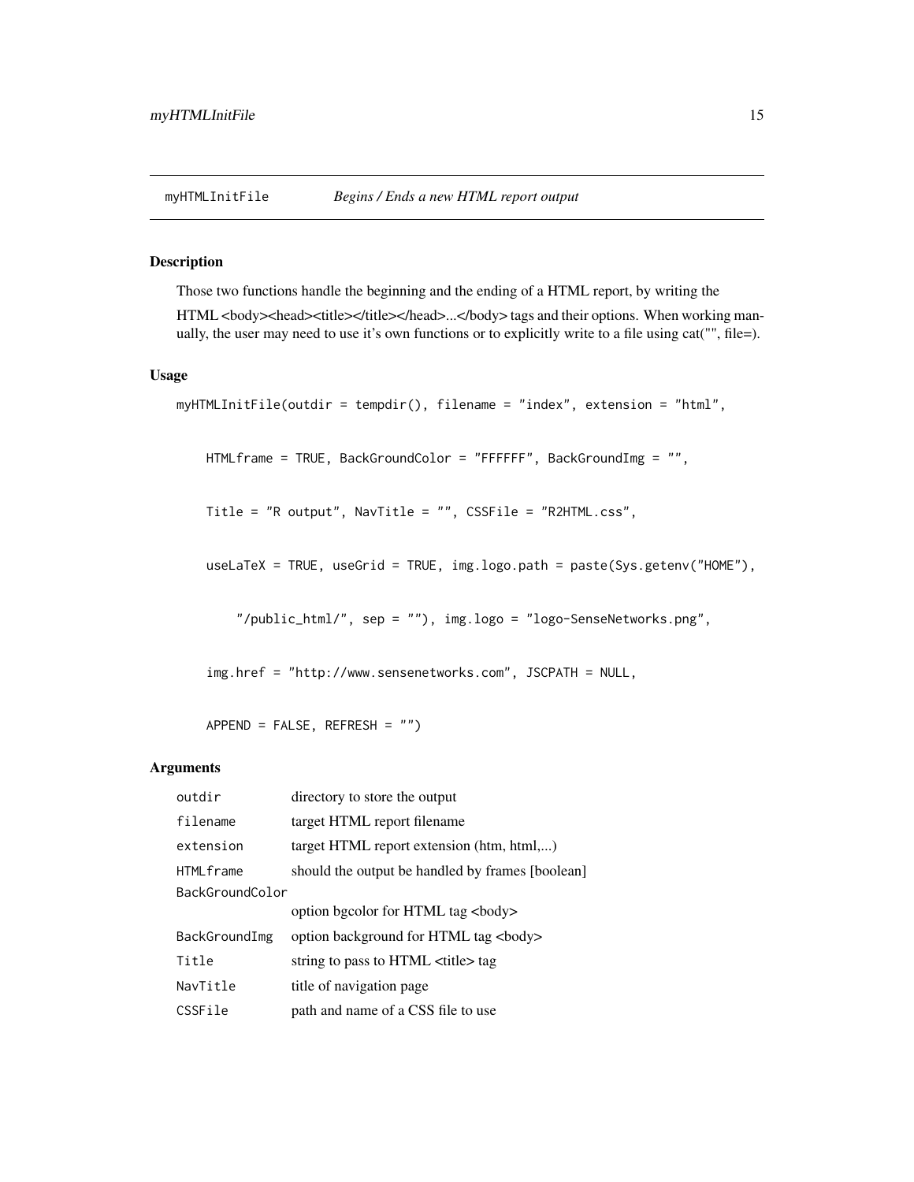## myHTMLInitFile *Begins / Ends a new HTML report output*

### Description

Those two functions handle the beginning and the ending of a HTML report, by writing the HTML <body><head><title></title></head>...</body> tags and their options. When working manually, the user may need to use it's own functions or to explicitly write to a file using cat("", file=).

### Usage

```
myHTMLInitFile(outdir = tempdir(), filename = "index", extension = "html",

    HTMLframe = TRUE, BackGroundColor = "FFFFFF", BackGroundImg = "",

    Title = "R output", NavTitle = "", CSSFile = "R2HTML.css",

    useLaTeX = TRUE, useGrid = TRUE, img.logo.path = paste(Sys.getenv("HOME"),

        "/public_html/", sep = ""), img.logo = "logo-SenseNetworks.png",

    img.href = "http://www.sensenetworks.com", JSCPATH = NULL,

    APPEND = FALSE, REFRESH = "")
```

### Arguments

| | |
|---|---|
| outdir | directory to store the output |
| filename | target HTML report filename |
| extension | target HTML report extension (htm, html,...) |
| HTMLframe | should the output be handled by frames [boolean] |
| BackGroundColor | option bgcolor for HTML tag <body> |
| BackGroundImg | option background for HTML tag <body> |
| Title | string to pass to HTML <title> tag |
| NavTitle | title of navigation page |
| CSSFile | path and name of a CSS file to use |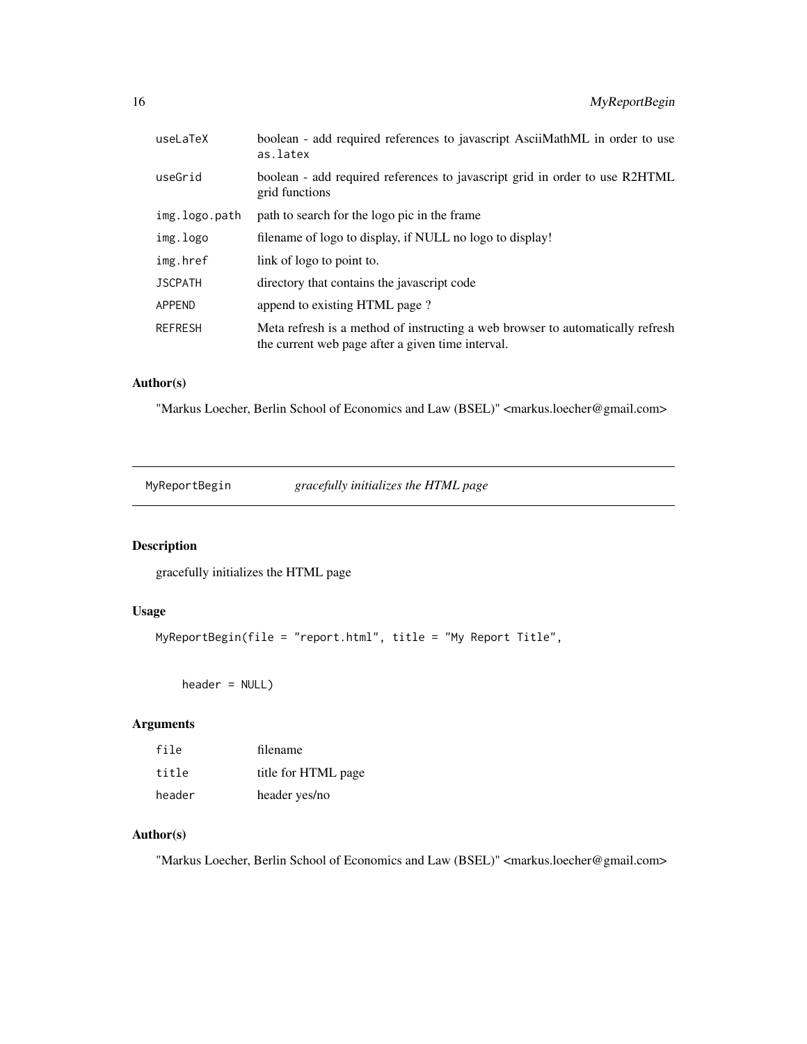| | |
|---|---|
| useLaTeX | boolean - add required references to javascript AsciiMathML in order to use as.latex |
| useGrid | boolean - add required references to javascript grid in order to use R2HTML grid functions |
| img.logo.path | path to search for the logo pic in the frame |
| img.logo | filename of logo to display, if NULL no logo to display! |
| img.href | link of logo to point to. |
| JSCPATH | directory that contains the javascript code |
| APPEND | append to existing HTML page ? |
| REFRESH | Meta refresh is a method of instructing a web browser to automatically refresh the current web page after a given time interval. |

### Author(s)

"Markus Loecher, Berlin School of Economics and Law (BSEL)" <markus.loecher@gmail.com>

---

## MyReportBegin *gracefully initializes the HTML page*

### Description

gracefully initializes the HTML page

### Usage

```
MyReportBegin(file = "report.html", title = "My Report Title",


     header = NULL)
```

### Arguments

| | |
|---|---|
| file | filename |
| title | title for HTML page |
| header | header yes/no |

### Author(s)

"Markus Loecher, Berlin School of Economics and Law (BSEL)" <markus.loecher@gmail.com>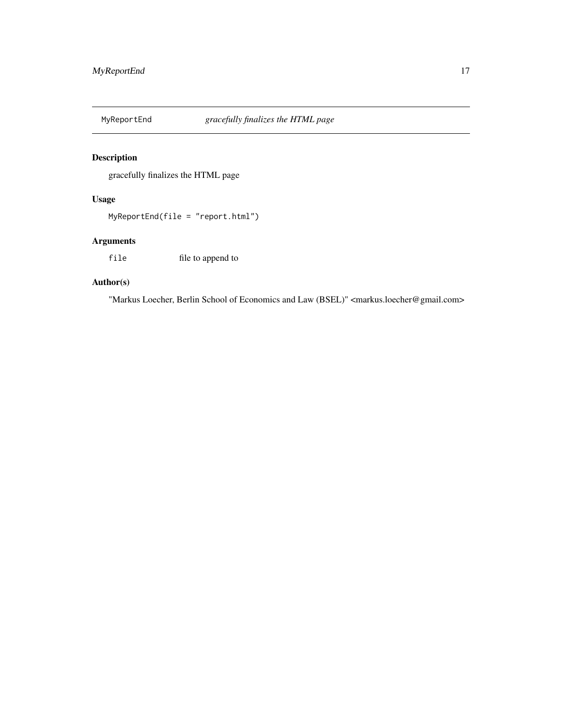## MyReportEnd *gracefully finalizes the HTML page*

### Description

gracefully finalizes the HTML page

### Usage

```
MyReportEnd(file = "report.html")
```

### Arguments

| | |
|---|---|
| `file` | file to append to |

### Author(s)

"Markus Loecher, Berlin School of Economics and Law (BSEL)" <markus.loecher@gmail.com>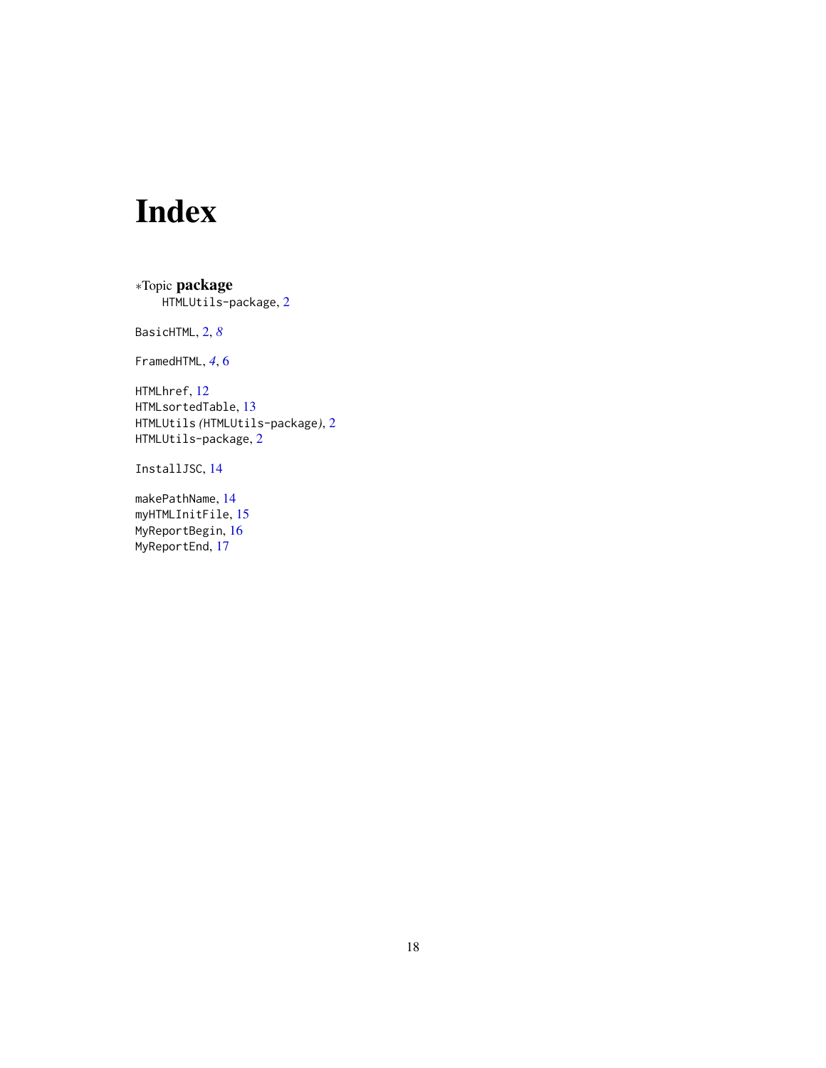# Index

*Topic **package**
    HTMLUtils-package, 2

BasicHTML, 2, *8*

FramedHTML, *4*, 6

HTMLhref, 12
HTMLsortedTable, 13
HTMLUtils *(*HTMLUtils-package*)*, 2
HTMLUtils-package, 2

InstallJSC, 14

makePathName, 14
myHTMLInitFile, 15
MyReportBegin, 16
MyReportEnd, 17